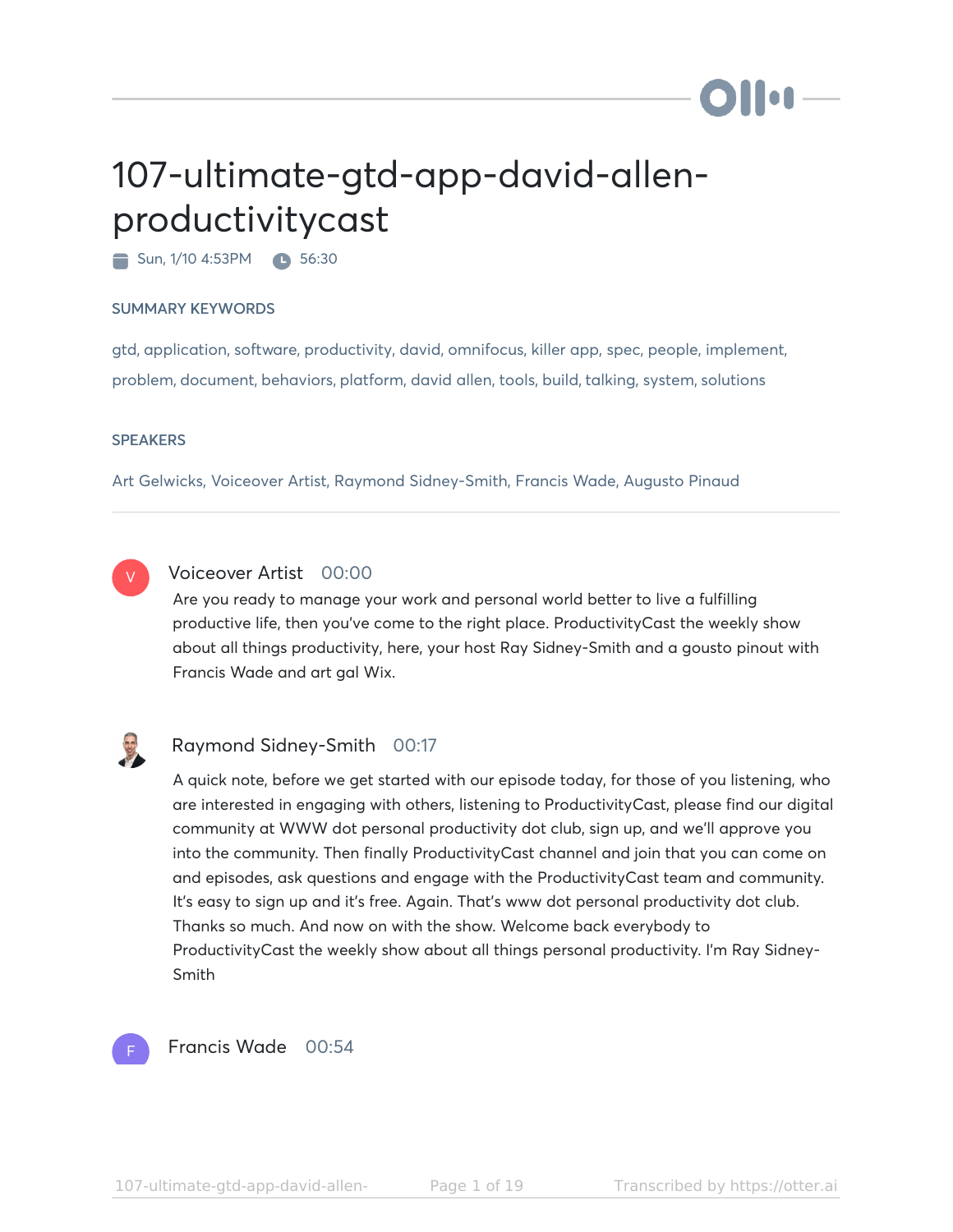# 107-ultimate-gtd-app-david-allen-productivitycast

Sun, 1/10 4:53PM  56:30

### SUMMARY KEYWORDS

gtd, application, software, productivity, david, omnifocus, killer app, spec, people, implement, problem, document, behaviors, platform, david allen, tools, build, talking, system, solutions

### SPEAKERS

Art Gelwicks, Voiceover Artist, Raymond Sidney-Smith, Francis Wade, Augusto Pinaud

---

**Voiceover Artist** 00:00

Are you ready to manage your work and personal world better to live a fulfilling productive life, then you've come to the right place. ProductivityCast the weekly show about all things productivity, here, your host Ray Sidney-Smith and a gousto pinout with Francis Wade and art gal Wix.

**Raymond Sidney-Smith** 00:17

A quick note, before we get started with our episode today, for those of you listening, who are interested in engaging with others, listening to ProductivityCast, please find our digital community at WWW dot personal productivity dot club, sign up, and we'll approve you into the community. Then finally ProductivityCast channel and join that you can come on and episodes, ask questions and engage with the ProductivityCast team and community. It's easy to sign up and it's free. Again. That's www dot personal productivity dot club. Thanks so much. And now on with the show. Welcome back everybody to ProductivityCast the weekly show about all things personal productivity. I'm Ray Sidney-Smith

**Francis Wade** 00:54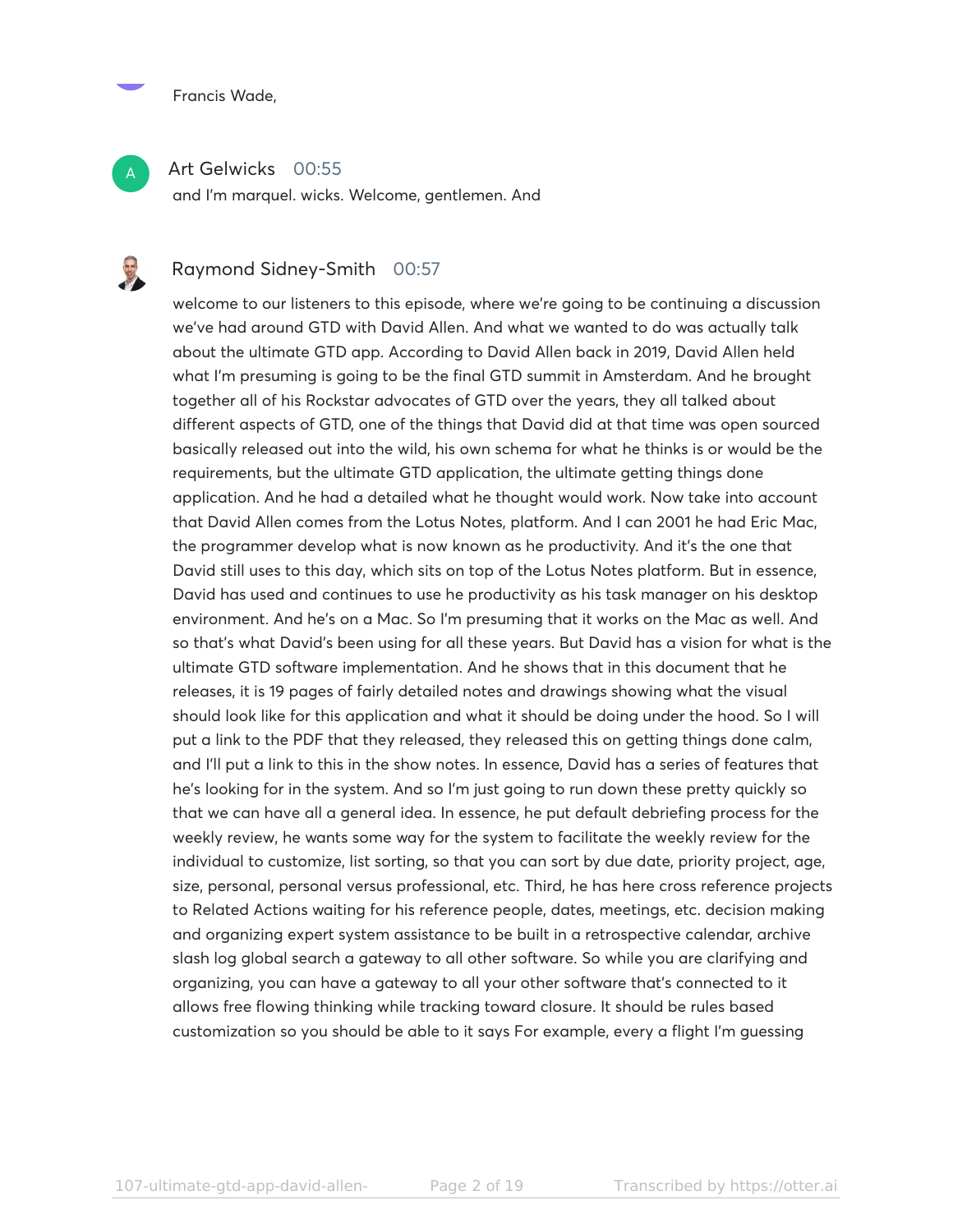Francis Wade,

**Art Gelwicks** 00:55

and I'm marquel. wicks. Welcome, gentlemen. And

**Raymond Sidney-Smith** 00:57

welcome to our listeners to this episode, where we're going to be continuing a discussion we've had around GTD with David Allen. And what we wanted to do was actually talk about the ultimate GTD app. According to David Allen back in 2019, David Allen held what I'm presuming is going to be the final GTD summit in Amsterdam. And he brought together all of his Rockstar advocates of GTD over the years, they all talked about different aspects of GTD, one of the things that David did at that time was open sourced basically released out into the wild, his own schema for what he thinks is or would be the requirements, but the ultimate GTD application, the ultimate getting things done application. And he had a detailed what he thought would work. Now take into account that David Allen comes from the Lotus Notes, platform. And I can 2001 he had Eric Mac, the programmer develop what is now known as he productivity. And it's the one that David still uses to this day, which sits on top of the Lotus Notes platform. But in essence, David has used and continues to use he productivity as his task manager on his desktop environment. And he's on a Mac. So I'm presuming that it works on the Mac as well. And so that's what David's been using for all these years. But David has a vision for what is the ultimate GTD software implementation. And he shows that in this document that he releases, it is 19 pages of fairly detailed notes and drawings showing what the visual should look like for this application and what it should be doing under the hood. So I will put a link to the PDF that they released, they released this on getting things done calm, and I'll put a link to this in the show notes. In essence, David has a series of features that he's looking for in the system. And so I'm just going to run down these pretty quickly so that we can have all a general idea. In essence, he put default debriefing process for the weekly review, he wants some way for the system to facilitate the weekly review for the individual to customize, list sorting, so that you can sort by due date, priority project, age, size, personal, personal versus professional, etc. Third, he has here cross reference projects to Related Actions waiting for his reference people, dates, meetings, etc. decision making and organizing expert system assistance to be built in a retrospective calendar, archive slash log global search a gateway to all other software. So while you are clarifying and organizing, you can have a gateway to all your other software that's connected to it allows free flowing thinking while tracking toward closure. It should be rules based customization so you should be able to it says For example, every a flight I'm guessing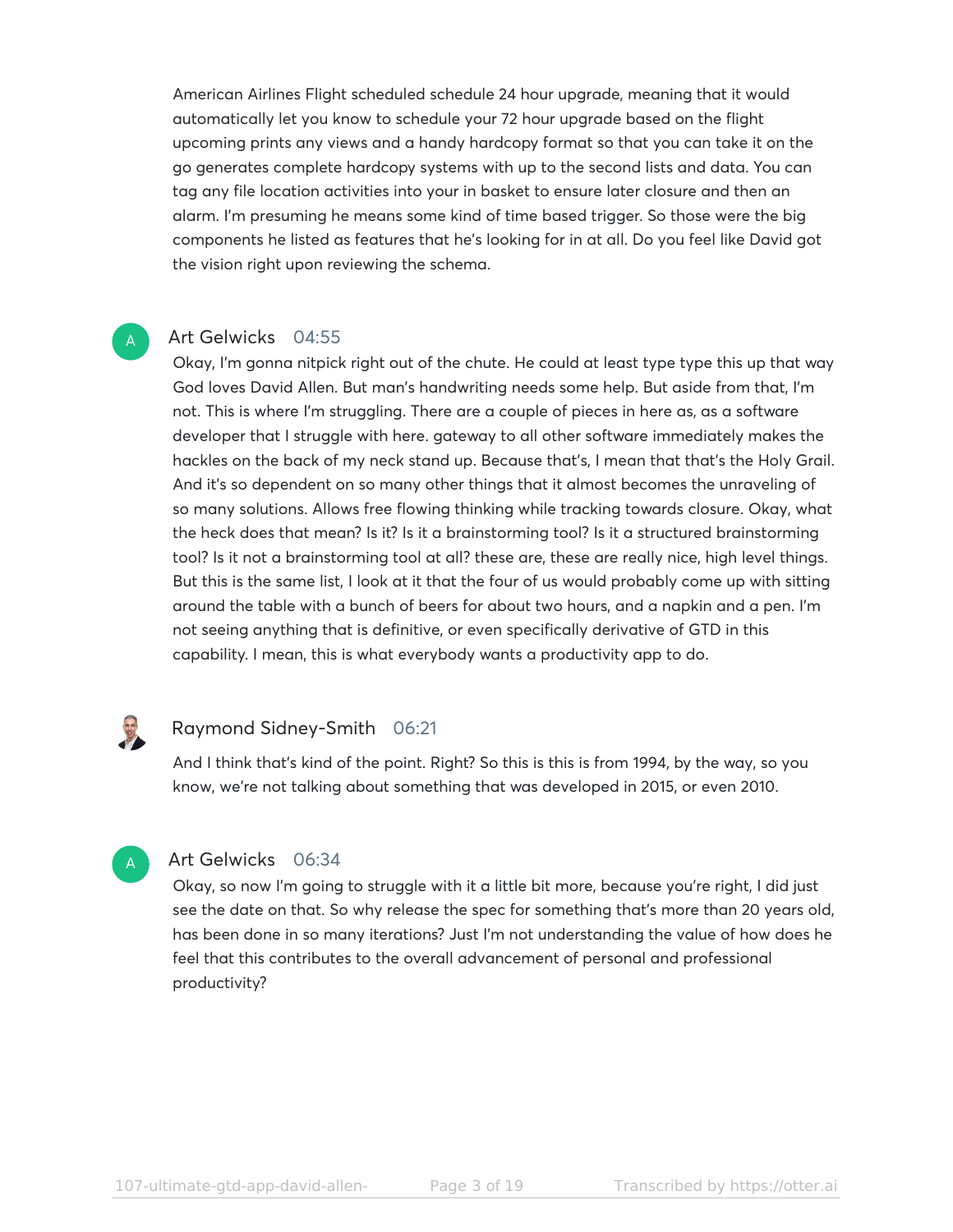American Airlines Flight scheduled schedule 24 hour upgrade, meaning that it would automatically let you know to schedule your 72 hour upgrade based on the flight upcoming prints any views and a handy hardcopy format so that you can take it on the go generates complete hardcopy systems with up to the second lists and data. You can tag any file location activities into your in basket to ensure later closure and then an alarm. I'm presuming he means some kind of time based trigger. So those were the big components he listed as features that he's looking for in at all. Do you feel like David got the vision right upon reviewing the schema.

**Art Gelwicks** 04:55

Okay, I'm gonna nitpick right out of the chute. He could at least type type this up that way God loves David Allen. But man's handwriting needs some help. But aside from that, I'm not. This is where I'm struggling. There are a couple of pieces in here as, as a software developer that I struggle with here. gateway to all other software immediately makes the hackles on the back of my neck stand up. Because that's, I mean that that's the Holy Grail. And it's so dependent on so many other things that it almost becomes the unraveling of so many solutions. Allows free flowing thinking while tracking towards closure. Okay, what the heck does that mean? Is it? Is it a brainstorming tool? Is it a structured brainstorming tool? Is it not a brainstorming tool at all? these are, these are really nice, high level things. But this is the same list, I look at it that the four of us would probably come up with sitting around the table with a bunch of beers for about two hours, and a napkin and a pen. I'm not seeing anything that is definitive, or even specifically derivative of GTD in this capability. I mean, this is what everybody wants a productivity app to do.

**Raymond Sidney-Smith** 06:21

And I think that's kind of the point. Right? So this is this is from 1994, by the way, so you know, we're not talking about something that was developed in 2015, or even 2010.

**Art Gelwicks** 06:34

Okay, so now I'm going to struggle with it a little bit more, because you're right, I did just see the date on that. So why release the spec for something that's more than 20 years old, has been done in so many iterations? Just I'm not understanding the value of how does he feel that this contributes to the overall advancement of personal and professional productivity?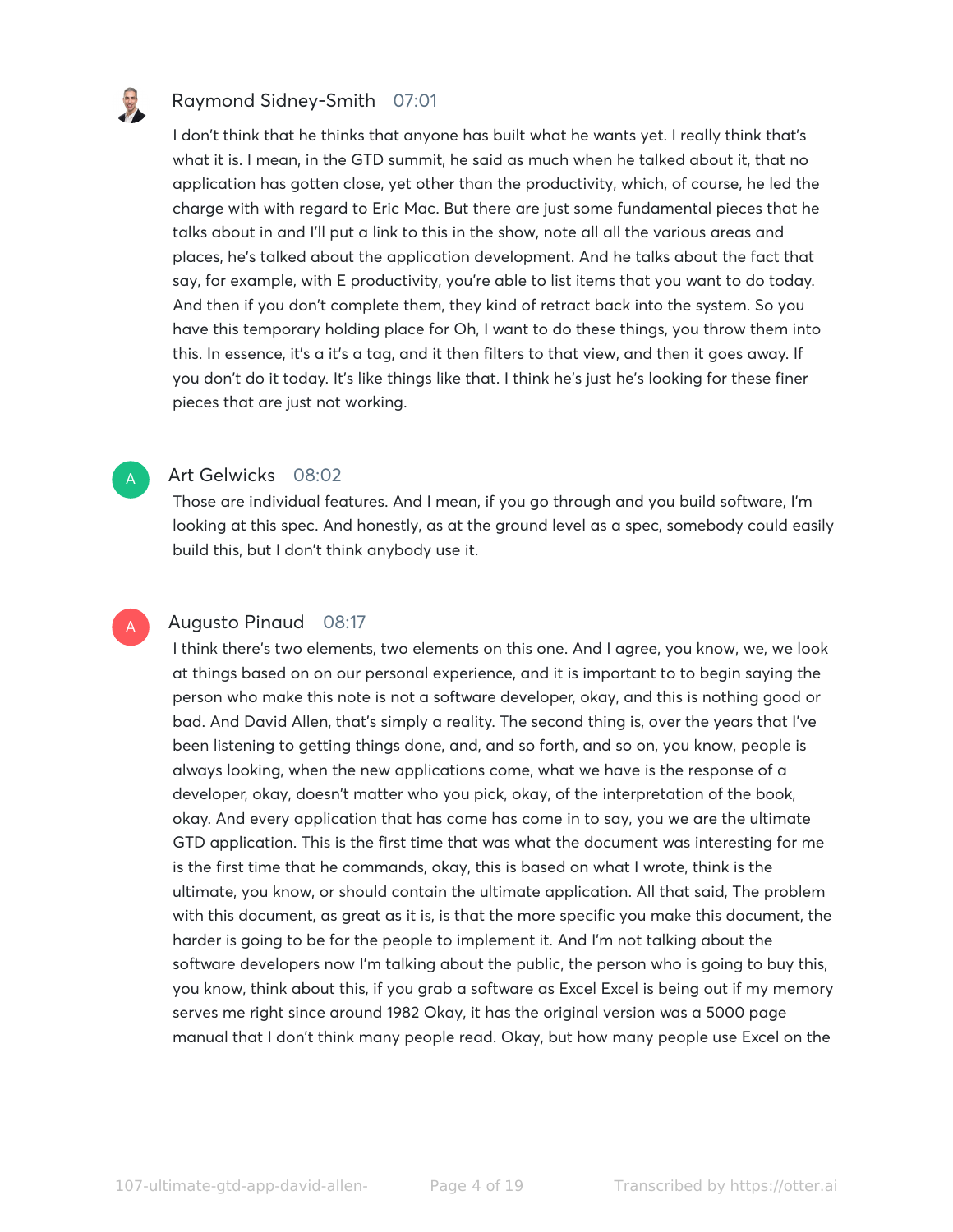**Raymond Sidney-Smith** 07:01

I don't think that he thinks that anyone has built what he wants yet. I really think that's what it is. I mean, in the GTD summit, he said as much when he talked about it, that no application has gotten close, yet other than the productivity, which, of course, he led the charge with with regard to Eric Mac. But there are just some fundamental pieces that he talks about in and I'll put a link to this in the show, note all all the various areas and places, he's talked about the application development. And he talks about the fact that say, for example, with E productivity, you're able to list items that you want to do today. And then if you don't complete them, they kind of retract back into the system. So you have this temporary holding place for Oh, I want to do these things, you throw them into this. In essence, it's a it's a tag, and it then filters to that view, and then it goes away. If you don't do it today. It's like things like that. I think he's just he's looking for these finer pieces that are just not working.

**Art Gelwicks** 08:02

Those are individual features. And I mean, if you go through and you build software, I'm looking at this spec. And honestly, as at the ground level as a spec, somebody could easily build this, but I don't think anybody use it.

**Augusto Pinaud** 08:17

I think there's two elements, two elements on this one. And I agree, you know, we, we look at things based on on our personal experience, and it is important to to begin saying the person who make this note is not a software developer, okay, and this is nothing good or bad. And David Allen, that's simply a reality. The second thing is, over the years that I've been listening to getting things done, and, and so forth, and so on, you know, people is always looking, when the new applications come, what we have is the response of a developer, okay, doesn't matter who you pick, okay, of the interpretation of the book, okay. And every application that has come has come in to say, you we are the ultimate GTD application. This is the first time that was what the document was interesting for me is the first time that he commands, okay, this is based on what I wrote, think is the ultimate, you know, or should contain the ultimate application. All that said, The problem with this document, as great as it is, is that the more specific you make this document, the harder is going to be for the people to implement it. And I'm not talking about the software developers now I'm talking about the public, the person who is going to buy this, you know, think about this, if you grab a software as Excel Excel is being out if my memory serves me right since around 1982 Okay, it has the original version was a 5000 page manual that I don't think many people read. Okay, but how many people use Excel on the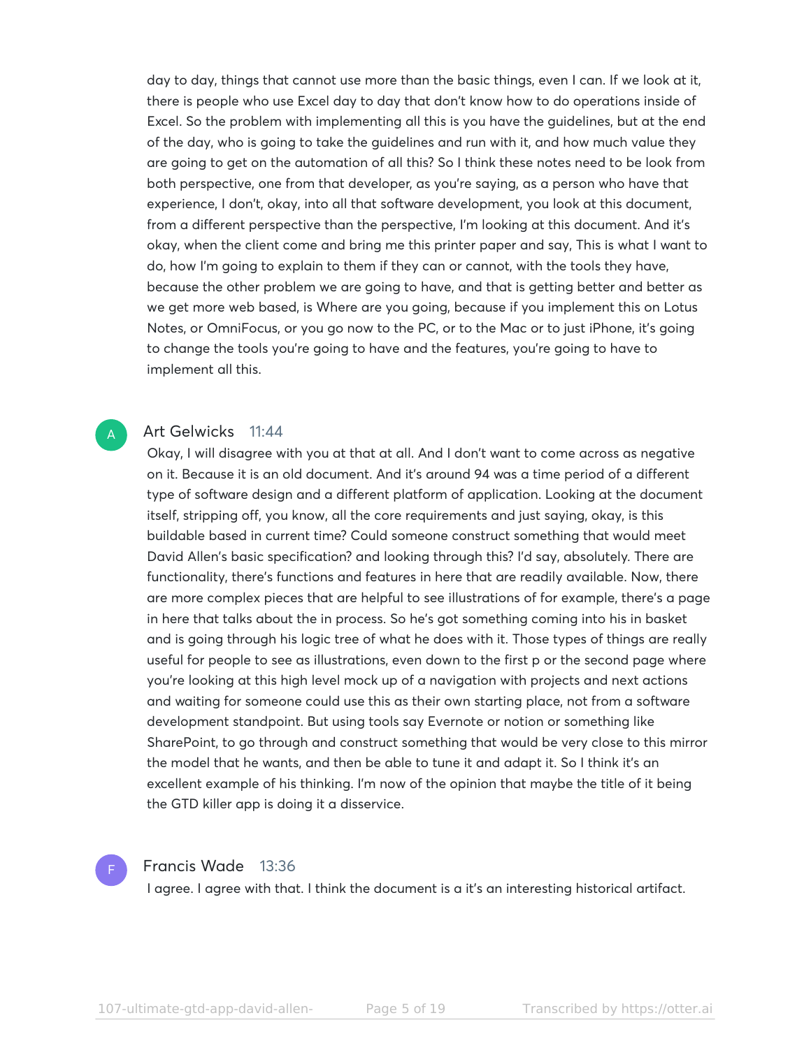day to day, things that cannot use more than the basic things, even I can. If we look at it, there is people who use Excel day to day that don't know how to do operations inside of Excel. So the problem with implementing all this is you have the guidelines, but at the end of the day, who is going to take the guidelines and run with it, and how much value they are going to get on the automation of all this? So I think these notes need to be look from both perspective, one from that developer, as you're saying, as a person who have that experience, I don't, okay, into all that software development, you look at this document, from a different perspective than the perspective, I'm looking at this document. And it's okay, when the client come and bring me this printer paper and say, This is what I want to do, how I'm going to explain to them if they can or cannot, with the tools they have, because the other problem we are going to have, and that is getting better and better as we get more web based, is Where are you going, because if you implement this on Lotus Notes, or OmniFocus, or you go now to the PC, or to the Mac or to just iPhone, it's going to change the tools you're going to have and the features, you're going to have to implement all this.

**Art Gelwicks** 11:44

Okay, I will disagree with you at that at all. And I don't want to come across as negative on it. Because it is an old document. And it's around 94 was a time period of a different type of software design and a different platform of application. Looking at the document itself, stripping off, you know, all the core requirements and just saying, okay, is this buildable based in current time? Could someone construct something that would meet David Allen's basic specification? and looking through this? I'd say, absolutely. There are functionality, there's functions and features in here that are readily available. Now, there are more complex pieces that are helpful to see illustrations of for example, there's a page in here that talks about the in process. So he's got something coming into his in basket and is going through his logic tree of what he does with it. Those types of things are really useful for people to see as illustrations, even down to the first p or the second page where you're looking at this high level mock up of a navigation with projects and next actions and waiting for someone could use this as their own starting place, not from a software development standpoint. But using tools say Evernote or notion or something like SharePoint, to go through and construct something that would be very close to this mirror the model that he wants, and then be able to tune it and adapt it. So I think it's an excellent example of his thinking. I'm now of the opinion that maybe the title of it being the GTD killer app is doing it a disservice.

**Francis Wade** 13:36

I agree. I agree with that. I think the document is a it's an interesting historical artifact.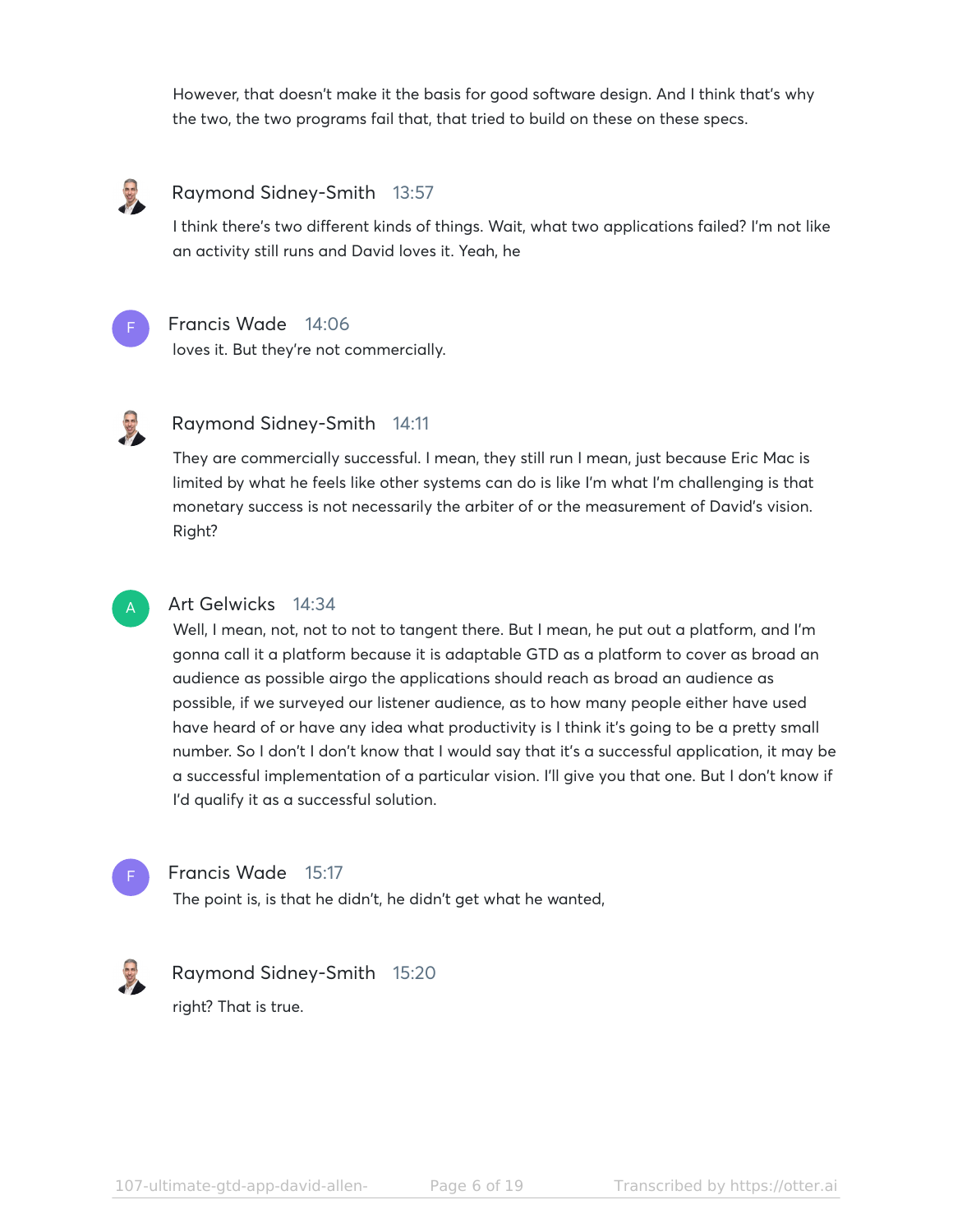However, that doesn't make it the basis for good software design. And I think that's why the two, the two programs fail that, that tried to build on these on these specs.

**Raymond Sidney-Smith** 13:57

I think there's two different kinds of things. Wait, what two applications failed? I'm not like an activity still runs and David loves it. Yeah, he

**Francis Wade** 14:06

loves it. But they're not commercially.

**Raymond Sidney-Smith** 14:11

They are commercially successful. I mean, they still run I mean, just because Eric Mac is limited by what he feels like other systems can do is like I'm what I'm challenging is that monetary success is not necessarily the arbiter of or the measurement of David's vision. Right?

**Art Gelwicks** 14:34

Well, I mean, not, not to not to tangent there. But I mean, he put out a platform, and I'm gonna call it a platform because it is adaptable GTD as a platform to cover as broad an audience as possible airgo the applications should reach as broad an audience as possible, if we surveyed our listener audience, as to how many people either have used have heard of or have any idea what productivity is I think it's going to be a pretty small number. So I don't I don't know that I would say that it's a successful application, it may be a successful implementation of a particular vision. I'll give you that one. But I don't know if I'd qualify it as a successful solution.

**Francis Wade** 15:17

The point is, is that he didn't, he didn't get what he wanted,

**Raymond Sidney-Smith** 15:20

right? That is true.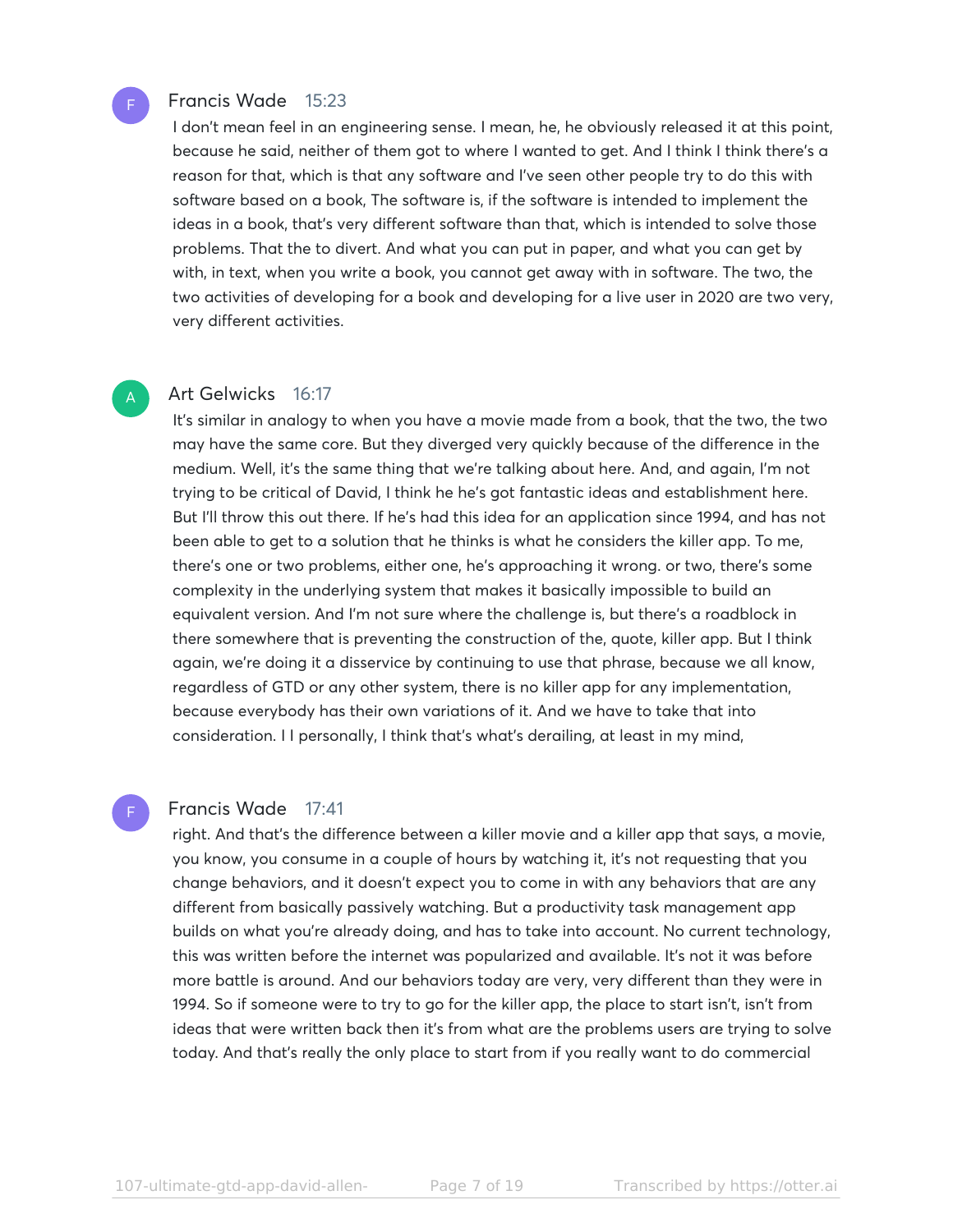**Francis Wade** 15:23

I don't mean feel in an engineering sense. I mean, he, he obviously released it at this point, because he said, neither of them got to where I wanted to get. And I think I think there's a reason for that, which is that any software and I've seen other people try to do this with software based on a book, The software is, if the software is intended to implement the ideas in a book, that's very different software than that, which is intended to solve those problems. That the to divert. And what you can put in paper, and what you can get by with, in text, when you write a book, you cannot get away with in software. The two, the two activities of developing for a book and developing for a live user in 2020 are two very, very different activities.

**Art Gelwicks** 16:17

It's similar in analogy to when you have a movie made from a book, that the two, the two may have the same core. But they diverged very quickly because of the difference in the medium. Well, it's the same thing that we're talking about here. And, and again, I'm not trying to be critical of David, I think he he's got fantastic ideas and establishment here. But I'll throw this out there. If he's had this idea for an application since 1994, and has not been able to get to a solution that he thinks is what he considers the killer app. To me, there's one or two problems, either one, he's approaching it wrong. or two, there's some complexity in the underlying system that makes it basically impossible to build an equivalent version. And I'm not sure where the challenge is, but there's a roadblock in there somewhere that is preventing the construction of the, quote, killer app. But I think again, we're doing it a disservice by continuing to use that phrase, because we all know, regardless of GTD or any other system, there is no killer app for any implementation, because everybody has their own variations of it. And we have to take that into consideration. I I personally, I think that's what's derailing, at least in my mind,

**Francis Wade** 17:41

right. And that's the difference between a killer movie and a killer app that says, a movie, you know, you consume in a couple of hours by watching it, it's not requesting that you change behaviors, and it doesn't expect you to come in with any behaviors that are any different from basically passively watching. But a productivity task management app builds on what you're already doing, and has to take into account. No current technology, this was written before the internet was popularized and available. It's not it was before more battle is around. And our behaviors today are very, very different than they were in 1994. So if someone were to try to go for the killer app, the place to start isn't, isn't from ideas that were written back then it's from what are the problems users are trying to solve today. And that's really the only place to start from if you really want to do commercial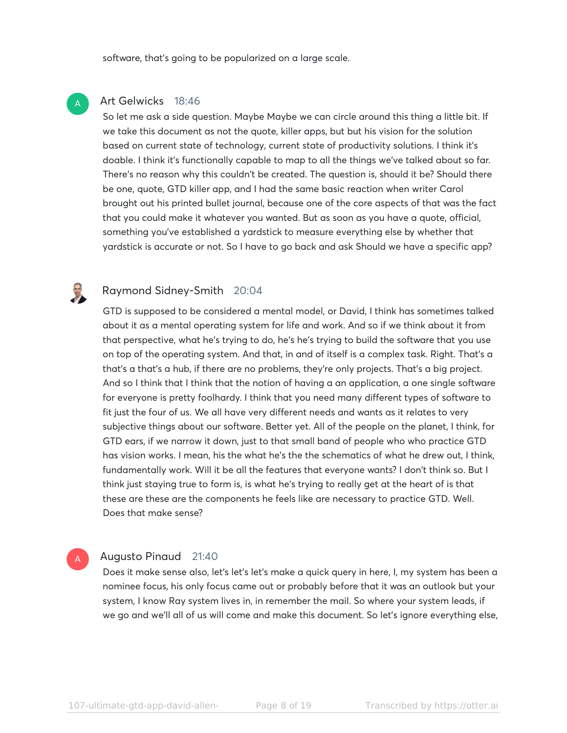software, that's going to be popularized on a large scale.

**Art Gelwicks** 18:46

So let me ask a side question. Maybe Maybe we can circle around this thing a little bit. If we take this document as not the quote, killer apps, but but his vision for the solution based on current state of technology, current state of productivity solutions. I think it's doable. I think it's functionally capable to map to all the things we've talked about so far. There's no reason why this couldn't be created. The question is, should it be? Should there be one, quote, GTD killer app, and I had the same basic reaction when writer Carol brought out his printed bullet journal, because one of the core aspects of that was the fact that you could make it whatever you wanted. But as soon as you have a quote, official, something you've established a yardstick to measure everything else by whether that yardstick is accurate or not. So I have to go back and ask Should we have a specific app?

**Raymond Sidney-Smith** 20:04

GTD is supposed to be considered a mental model, or David, I think has sometimes talked about it as a mental operating system for life and work. And so if we think about it from that perspective, what he's trying to do, he's he's trying to build the software that you use on top of the operating system. And that, in and of itself is a complex task. Right. That's a that's a that's a hub, if there are no problems, they're only projects. That's a big project. And so I think that I think that the notion of having a an application, a one single software for everyone is pretty foolhardy. I think that you need many different types of software to fit just the four of us. We all have very different needs and wants as it relates to very subjective things about our software. Better yet. All of the people on the planet, I think, for GTD ears, if we narrow it down, just to that small band of people who who practice GTD has vision works. I mean, his the what he's the the schematics of what he drew out, I think, fundamentally work. Will it be all the features that everyone wants? I don't think so. But I think just staying true to form is, is what he's trying to really get at the heart of is that these are these are the components he feels like are necessary to practice GTD. Well. Does that make sense?

**Augusto Pinaud** 21:40

Does it make sense also, let's let's let's make a quick query in here, I, my system has been a nominee focus, his only focus came out or probably before that it was an outlook but your system, I know Ray system lives in, in remember the mail. So where your system leads, if we go and we'll all of us will come and make this document. So let's ignore everything else,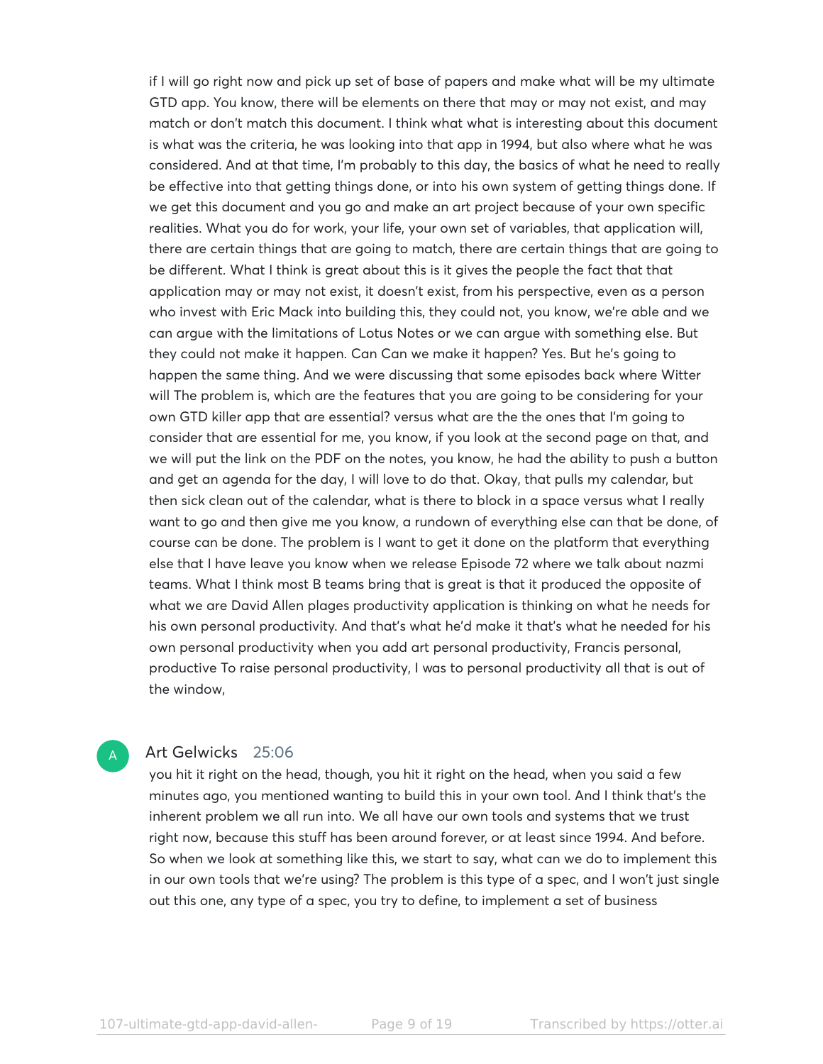if I will go right now and pick up set of base of papers and make what will be my ultimate GTD app. You know, there will be elements on there that may or may not exist, and may match or don't match this document. I think what what is interesting about this document is what was the criteria, he was looking into that app in 1994, but also where what he was considered. And at that time, I'm probably to this day, the basics of what he need to really be effective into that getting things done, or into his own system of getting things done. If we get this document and you go and make an art project because of your own specific realities. What you do for work, your life, your own set of variables, that application will, there are certain things that are going to match, there are certain things that are going to be different. What I think is great about this is it gives the people the fact that that application may or may not exist, it doesn't exist, from his perspective, even as a person who invest with Eric Mack into building this, they could not, you know, we're able and we can argue with the limitations of Lotus Notes or we can argue with something else. But they could not make it happen. Can Can we make it happen? Yes. But he's going to happen the same thing. And we were discussing that some episodes back where Witter will The problem is, which are the features that you are going to be considering for your own GTD killer app that are essential? versus what are the the ones that I'm going to consider that are essential for me, you know, if you look at the second page on that, and we will put the link on the PDF on the notes, you know, he had the ability to push a button and get an agenda for the day, I will love to do that. Okay, that pulls my calendar, but then sick clean out of the calendar, what is there to block in a space versus what I really want to go and then give me you know, a rundown of everything else can that be done, of course can be done. The problem is I want to get it done on the platform that everything else that I have leave you know when we release Episode 72 where we talk about nazmi teams. What I think most B teams bring that is great is that it produced the opposite of what we are David Allen plages productivity application is thinking on what he needs for his own personal productivity. And that's what he'd make it that's what he needed for his own personal productivity when you add art personal productivity, Francis personal, productive To raise personal productivity, I was to personal productivity all that is out of the window,

**Art Gelwicks** 25:06

you hit it right on the head, though, you hit it right on the head, when you said a few minutes ago, you mentioned wanting to build this in your own tool. And I think that's the inherent problem we all run into. We all have our own tools and systems that we trust right now, because this stuff has been around forever, or at least since 1994. And before. So when we look at something like this, we start to say, what can we do to implement this in our own tools that we're using? The problem is this type of a spec, and I won't just single out this one, any type of a spec, you try to define, to implement a set of business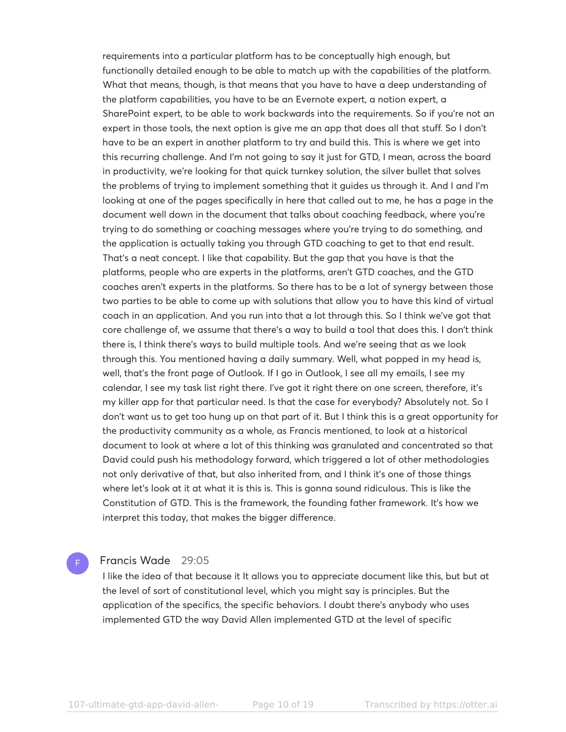requirements into a particular platform has to be conceptually high enough, but functionally detailed enough to be able to match up with the capabilities of the platform. What that means, though, is that means that you have to have a deep understanding of the platform capabilities, you have to be an Evernote expert, a notion expert, a SharePoint expert, to be able to work backwards into the requirements. So if you're not an expert in those tools, the next option is give me an app that does all that stuff. So I don't have to be an expert in another platform to try and build this. This is where we get into this recurring challenge. And I'm not going to say it just for GTD, I mean, across the board in productivity, we're looking for that quick turnkey solution, the silver bullet that solves the problems of trying to implement something that it guides us through it. And I and I'm looking at one of the pages specifically in here that called out to me, he has a page in the document well down in the document that talks about coaching feedback, where you're trying to do something or coaching messages where you're trying to do something, and the application is actually taking you through GTD coaching to get to that end result. That's a neat concept. I like that capability. But the gap that you have is that the platforms, people who are experts in the platforms, aren't GTD coaches, and the GTD coaches aren't experts in the platforms. So there has to be a lot of synergy between those two parties to be able to come up with solutions that allow you to have this kind of virtual coach in an application. And you run into that a lot through this. So I think we've got that core challenge of, we assume that there's a way to build a tool that does this. I don't think there is, I think there's ways to build multiple tools. And we're seeing that as we look through this. You mentioned having a daily summary. Well, what popped in my head is, well, that's the front page of Outlook. If I go in Outlook, I see all my emails, I see my calendar, I see my task list right there. I've got it right there on one screen, therefore, it's my killer app for that particular need. Is that the case for everybody? Absolutely not. So I don't want us to get too hung up on that part of it. But I think this is a great opportunity for the productivity community as a whole, as Francis mentioned, to look at a historical document to look at where a lot of this thinking was granulated and concentrated so that David could push his methodology forward, which triggered a lot of other methodologies not only derivative of that, but also inherited from, and I think it's one of those things where let's look at it at what it is this is. This is gonna sound ridiculous. This is like the Constitution of GTD. This is the framework, the founding father framework. It's how we interpret this today, that makes the bigger difference.

**Francis Wade** 29:05

I like the idea of that because it It allows you to appreciate document like this, but but at the level of sort of constitutional level, which you might say is principles. But the application of the specifics, the specific behaviors. I doubt there's anybody who uses implemented GTD the way David Allen implemented GTD at the level of specific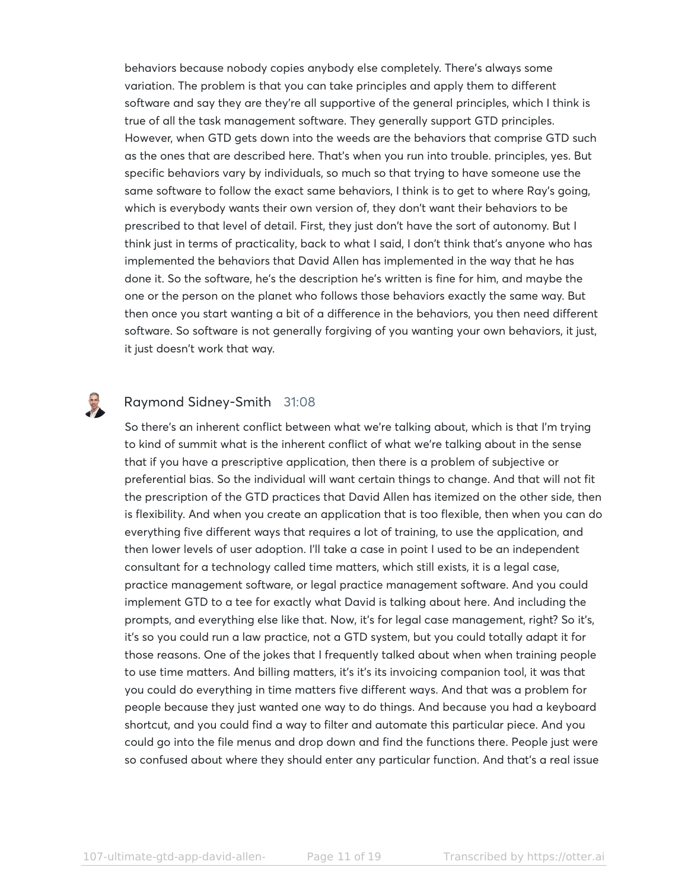behaviors because nobody copies anybody else completely. There's always some variation. The problem is that you can take principles and apply them to different software and say they are they're all supportive of the general principles, which I think is true of all the task management software. They generally support GTD principles. However, when GTD gets down into the weeds are the behaviors that comprise GTD such as the ones that are described here. That's when you run into trouble. principles, yes. But specific behaviors vary by individuals, so much so that trying to have someone use the same software to follow the exact same behaviors, I think is to get to where Ray's going, which is everybody wants their own version of, they don't want their behaviors to be prescribed to that level of detail. First, they just don't have the sort of autonomy. But I think just in terms of practicality, back to what I said, I don't think that's anyone who has implemented the behaviors that David Allen has implemented in the way that he has done it. So the software, he's the description he's written is fine for him, and maybe the one or the person on the planet who follows those behaviors exactly the same way. But then once you start wanting a bit of a difference in the behaviors, you then need different software. So software is not generally forgiving of you wanting your own behaviors, it just, it just doesn't work that way.

Raymond Sidney-Smith 31:08

So there's an inherent conflict between what we're talking about, which is that I'm trying to kind of summit what is the inherent conflict of what we're talking about in the sense that if you have a prescriptive application, then there is a problem of subjective or preferential bias. So the individual will want certain things to change. And that will not fit the prescription of the GTD practices that David Allen has itemized on the other side, then is flexibility. And when you create an application that is too flexible, then when you can do everything five different ways that requires a lot of training, to use the application, and then lower levels of user adoption. I'll take a case in point I used to be an independent consultant for a technology called time matters, which still exists, it is a legal case, practice management software, or legal practice management software. And you could implement GTD to a tee for exactly what David is talking about here. And including the prompts, and everything else like that. Now, it's for legal case management, right? So it's, it's so you could run a law practice, not a GTD system, but you could totally adapt it for those reasons. One of the jokes that I frequently talked about when when training people to use time matters. And billing matters, it's it's its invoicing companion tool, it was that you could do everything in time matters five different ways. And that was a problem for people because they just wanted one way to do things. And because you had a keyboard shortcut, and you could find a way to filter and automate this particular piece. And you could go into the file menus and drop down and find the functions there. People just were so confused about where they should enter any particular function. And that's a real issue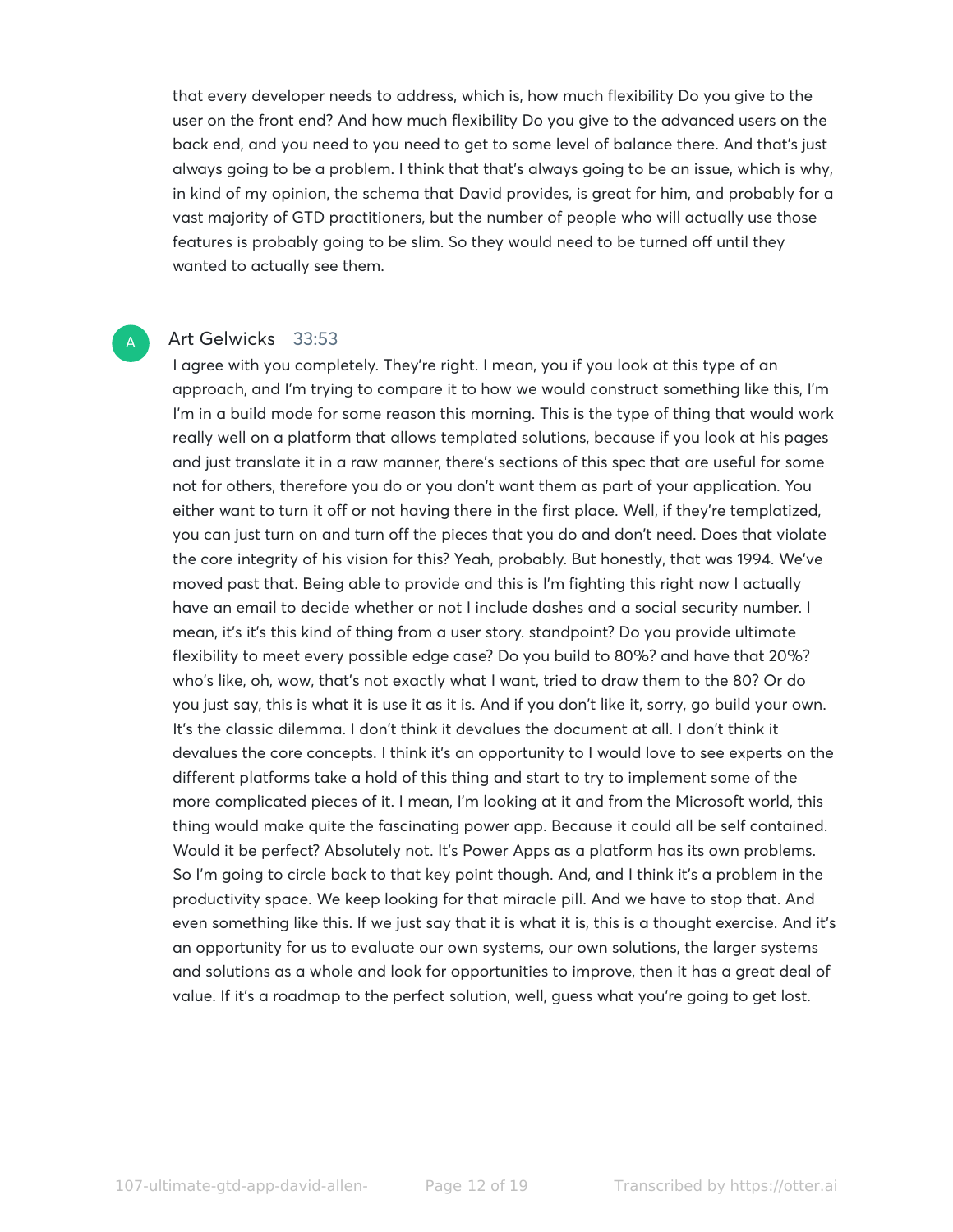that every developer needs to address, which is, how much flexibility Do you give to the user on the front end? And how much flexibility Do you give to the advanced users on the back end, and you need to you need to get to some level of balance there. And that's just always going to be a problem. I think that that's always going to be an issue, which is why, in kind of my opinion, the schema that David provides, is great for him, and probably for a vast majority of GTD practitioners, but the number of people who will actually use those features is probably going to be slim. So they would need to be turned off until they wanted to actually see them.

**Art Gelwicks** 33:53

I agree with you completely. They're right. I mean, you if you look at this type of an approach, and I'm trying to compare it to how we would construct something like this, I'm I'm in a build mode for some reason this morning. This is the type of thing that would work really well on a platform that allows templated solutions, because if you look at his pages and just translate it in a raw manner, there's sections of this spec that are useful for some not for others, therefore you do or you don't want them as part of your application. You either want to turn it off or not having there in the first place. Well, if they're templatized, you can just turn on and turn off the pieces that you do and don't need. Does that violate the core integrity of his vision for this? Yeah, probably. But honestly, that was 1994. We've moved past that. Being able to provide and this is I'm fighting this right now I actually have an email to decide whether or not I include dashes and a social security number. I mean, it's it's this kind of thing from a user story. standpoint? Do you provide ultimate flexibility to meet every possible edge case? Do you build to 80%? and have that 20%? who's like, oh, wow, that's not exactly what I want, tried to draw them to the 80? Or do you just say, this is what it is use it as it is. And if you don't like it, sorry, go build your own. It's the classic dilemma. I don't think it devalues the document at all. I don't think it devalues the core concepts. I think it's an opportunity to I would love to see experts on the different platforms take a hold of this thing and start to try to implement some of the more complicated pieces of it. I mean, I'm looking at it and from the Microsoft world, this thing would make quite the fascinating power app. Because it could all be self contained. Would it be perfect? Absolutely not. It's Power Apps as a platform has its own problems. So I'm going to circle back to that key point though. And, and I think it's a problem in the productivity space. We keep looking for that miracle pill. And we have to stop that. And even something like this. If we just say that it is what it is, this is a thought exercise. And it's an opportunity for us to evaluate our own systems, our own solutions, the larger systems and solutions as a whole and look for opportunities to improve, then it has a great deal of value. If it's a roadmap to the perfect solution, well, guess what you're going to get lost.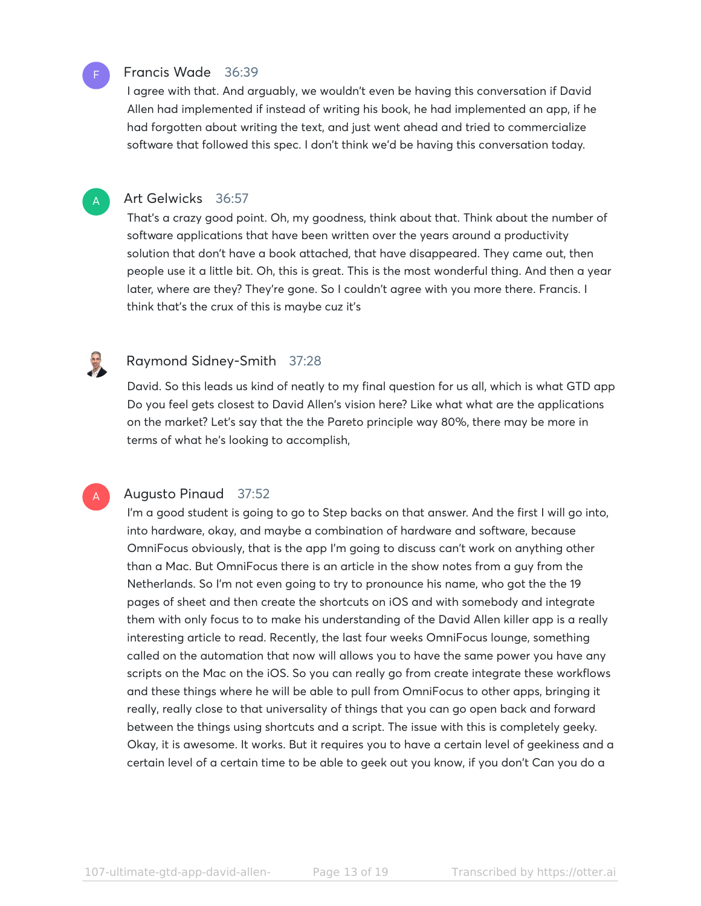Francis Wade 36:39

I agree with that. And arguably, we wouldn't even be having this conversation if David Allen had implemented if instead of writing his book, he had implemented an app, if he had forgotten about writing the text, and just went ahead and tried to commercialize software that followed this spec. I don't think we'd be having this conversation today.

Art Gelwicks 36:57

That's a crazy good point. Oh, my goodness, think about that. Think about the number of software applications that have been written over the years around a productivity solution that don't have a book attached, that have disappeared. They came out, then people use it a little bit. Oh, this is great. This is the most wonderful thing. And then a year later, where are they? They're gone. So I couldn't agree with you more there. Francis. I think that's the crux of this is maybe cuz it's

Raymond Sidney-Smith 37:28

David. So this leads us kind of neatly to my final question for us all, which is what GTD app Do you feel gets closest to David Allen's vision here? Like what what are the applications on the market? Let's say that the the Pareto principle way 80%, there may be more in terms of what he's looking to accomplish,

Augusto Pinaud 37:52

I'm a good student is going to go to Step backs on that answer. And the first I will go into, into hardware, okay, and maybe a combination of hardware and software, because OmniFocus obviously, that is the app I'm going to discuss can't work on anything other than a Mac. But OmniFocus there is an article in the show notes from a guy from the Netherlands. So I'm not even going to try to pronounce his name, who got the the 19 pages of sheet and then create the shortcuts on iOS and with somebody and integrate them with only focus to to make his understanding of the David Allen killer app is a really interesting article to read. Recently, the last four weeks OmniFocus lounge, something called on the automation that now will allows you to have the same power you have any scripts on the Mac on the iOS. So you can really go from create integrate these workflows and these things where he will be able to pull from OmniFocus to other apps, bringing it really, really close to that universality of things that you can go open back and forward between the things using shortcuts and a script. The issue with this is completely geeky. Okay, it is awesome. It works. But it requires you to have a certain level of geekiness and a certain level of a certain time to be able to geek out you know, if you don't Can you do a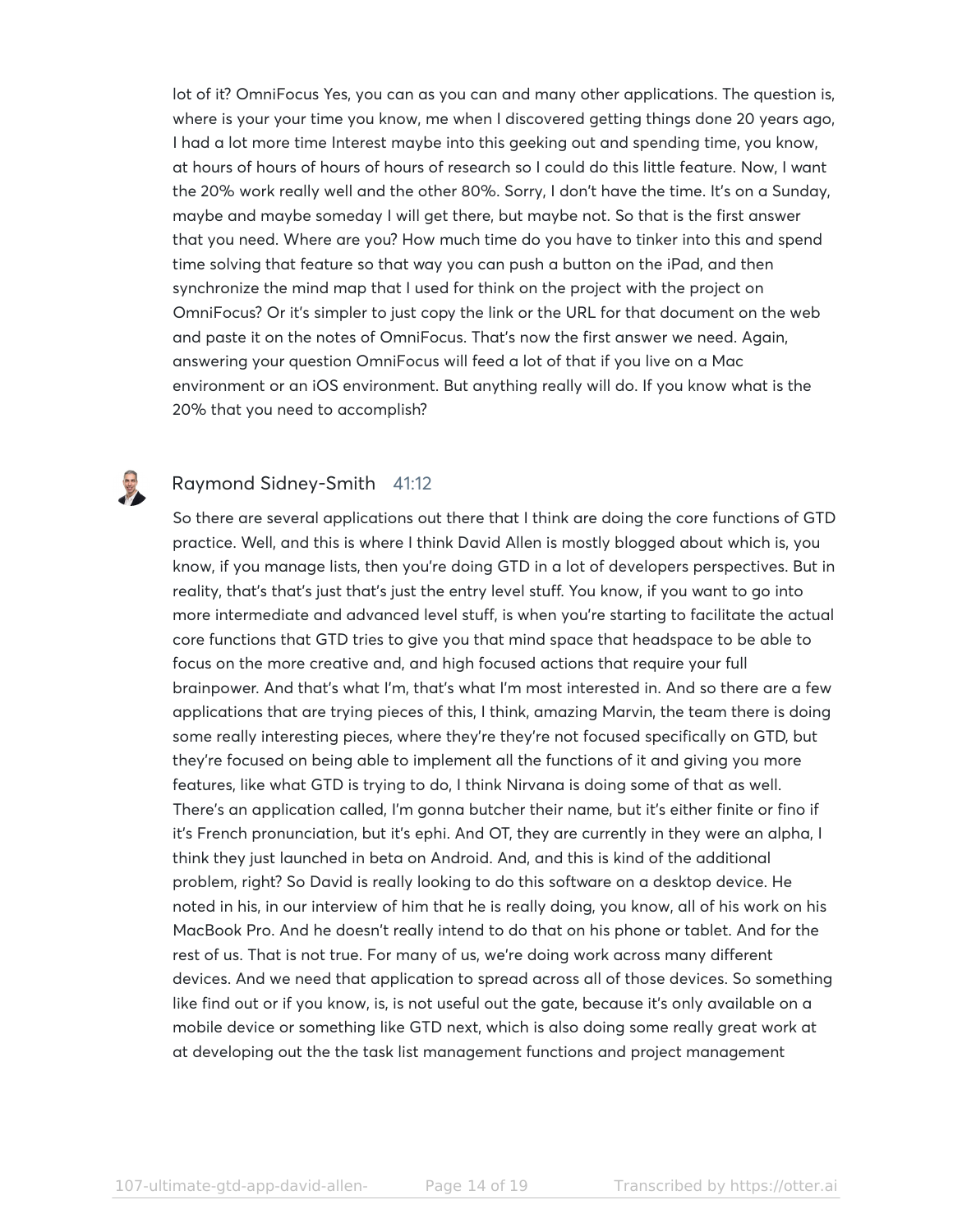lot of it? OmniFocus Yes, you can as you can and many other applications. The question is, where is your your time you know, me when I discovered getting things done 20 years ago, I had a lot more time Interest maybe into this geeking out and spending time, you know, at hours of hours of hours of hours of research so I could do this little feature. Now, I want the 20% work really well and the other 80%. Sorry, I don't have the time. It's on a Sunday, maybe and maybe someday I will get there, but maybe not. So that is the first answer that you need. Where are you? How much time do you have to tinker into this and spend time solving that feature so that way you can push a button on the iPad, and then synchronize the mind map that I used for think on the project with the project on OmniFocus? Or it's simpler to just copy the link or the URL for that document on the web and paste it on the notes of OmniFocus. That's now the first answer we need. Again, answering your question OmniFocus will feed a lot of that if you live on a Mac environment or an iOS environment. But anything really will do. If you know what is the 20% that you need to accomplish?

Raymond Sidney-Smith 41:12

So there are several applications out there that I think are doing the core functions of GTD practice. Well, and this is where I think David Allen is mostly blogged about which is, you know, if you manage lists, then you're doing GTD in a lot of developers perspectives. But in reality, that's that's just that's just the entry level stuff. You know, if you want to go into more intermediate and advanced level stuff, is when you're starting to facilitate the actual core functions that GTD tries to give you that mind space that headspace to be able to focus on the more creative and, and high focused actions that require your full brainpower. And that's what I'm, that's what I'm most interested in. And so there are a few applications that are trying pieces of this, I think, amazing Marvin, the team there is doing some really interesting pieces, where they're they're not focused specifically on GTD, but they're focused on being able to implement all the functions of it and giving you more features, like what GTD is trying to do, I think Nirvana is doing some of that as well. There's an application called, I'm gonna butcher their name, but it's either finite or fino if it's French pronunciation, but it's ephi. And OT, they are currently in they were an alpha, I think they just launched in beta on Android. And, and this is kind of the additional problem, right? So David is really looking to do this software on a desktop device. He noted in his, in our interview of him that he is really doing, you know, all of his work on his MacBook Pro. And he doesn't really intend to do that on his phone or tablet. And for the rest of us. That is not true. For many of us, we're doing work across many different devices. And we need that application to spread across all of those devices. So something like find out or if you know, is, is not useful out the gate, because it's only available on a mobile device or something like GTD next, which is also doing some really great work at at developing out the the task list management functions and project management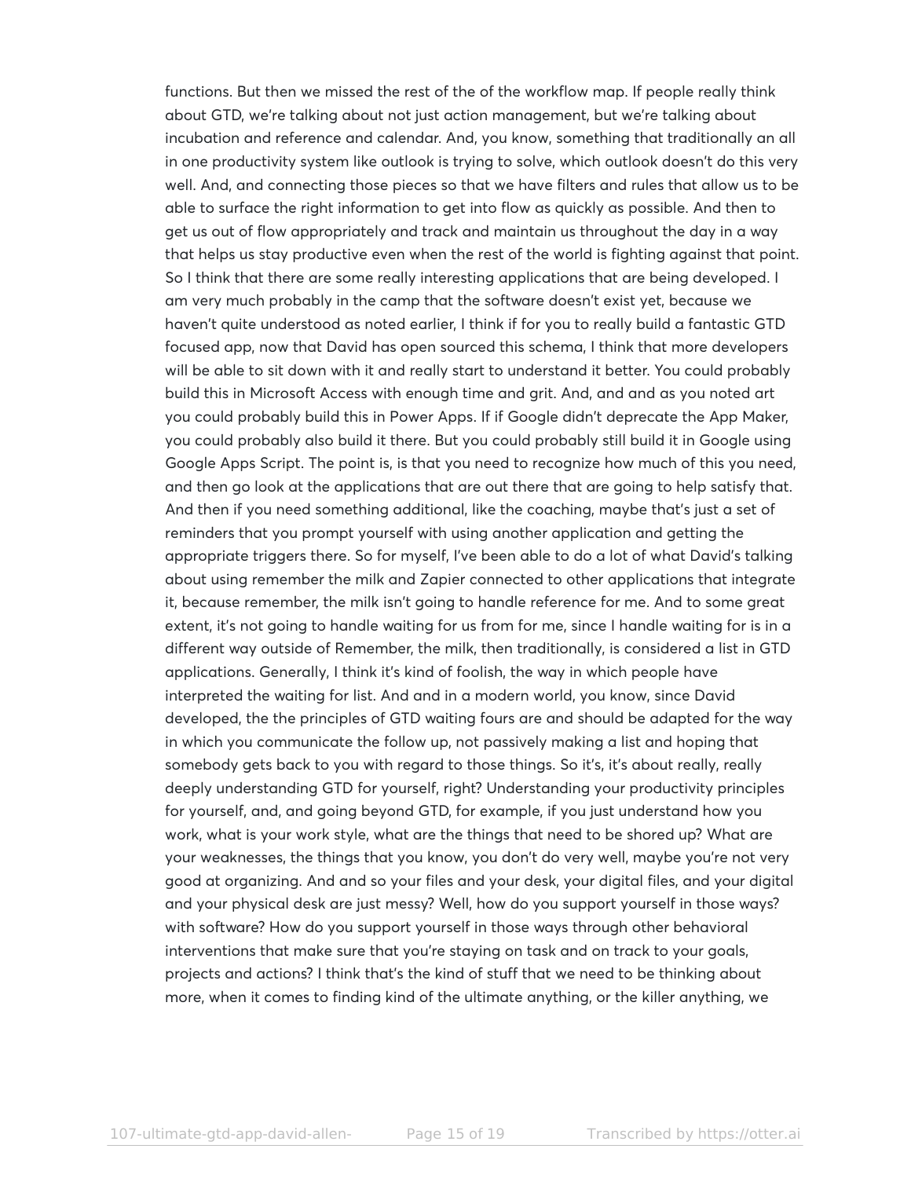functions. But then we missed the rest of the of the workflow map. If people really think about GTD, we're talking about not just action management, but we're talking about incubation and reference and calendar. And, you know, something that traditionally an all in one productivity system like outlook is trying to solve, which outlook doesn't do this very well. And, and connecting those pieces so that we have filters and rules that allow us to be able to surface the right information to get into flow as quickly as possible. And then to get us out of flow appropriately and track and maintain us throughout the day in a way that helps us stay productive even when the rest of the world is fighting against that point. So I think that there are some really interesting applications that are being developed. I am very much probably in the camp that the software doesn't exist yet, because we haven't quite understood as noted earlier, I think if for you to really build a fantastic GTD focused app, now that David has open sourced this schema, I think that more developers will be able to sit down with it and really start to understand it better. You could probably build this in Microsoft Access with enough time and grit. And, and and as you noted art you could probably build this in Power Apps. If if Google didn't deprecate the App Maker, you could probably also build it there. But you could probably still build it in Google using Google Apps Script. The point is, is that you need to recognize how much of this you need, and then go look at the applications that are out there that are going to help satisfy that. And then if you need something additional, like the coaching, maybe that's just a set of reminders that you prompt yourself with using another application and getting the appropriate triggers there. So for myself, I've been able to do a lot of what David's talking about using remember the milk and Zapier connected to other applications that integrate it, because remember, the milk isn't going to handle reference for me. And to some great extent, it's not going to handle waiting for us from for me, since I handle waiting for is in a different way outside of Remember, the milk, then traditionally, is considered a list in GTD applications. Generally, I think it's kind of foolish, the way in which people have interpreted the waiting for list. And and in a modern world, you know, since David developed, the the principles of GTD waiting fours are and should be adapted for the way in which you communicate the follow up, not passively making a list and hoping that somebody gets back to you with regard to those things. So it's, it's about really, really deeply understanding GTD for yourself, right? Understanding your productivity principles for yourself, and, and going beyond GTD, for example, if you just understand how you work, what is your work style, what are the things that need to be shored up? What are your weaknesses, the things that you know, you don't do very well, maybe you're not very good at organizing. And and so your files and your desk, your digital files, and your digital and your physical desk are just messy? Well, how do you support yourself in those ways? with software? How do you support yourself in those ways through other behavioral interventions that make sure that you're staying on task and on track to your goals, projects and actions? I think that's the kind of stuff that we need to be thinking about more, when it comes to finding kind of the ultimate anything, or the killer anything, we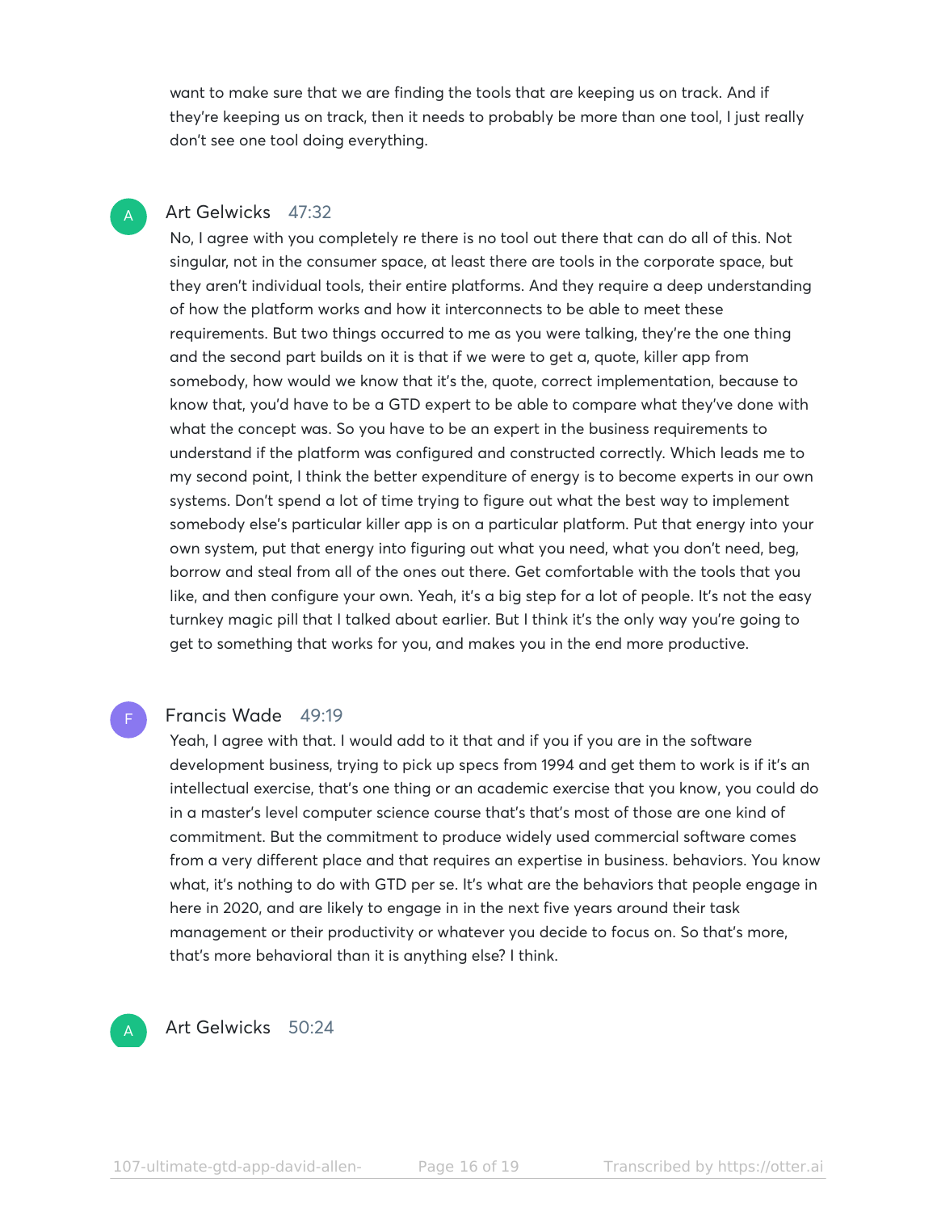want to make sure that we are finding the tools that are keeping us on track. And if they're keeping us on track, then it needs to probably be more than one tool, I just really don't see one tool doing everything.

**Art Gelwicks** 47:32

No, I agree with you completely re there is no tool out there that can do all of this. Not singular, not in the consumer space, at least there are tools in the corporate space, but they aren't individual tools, their entire platforms. And they require a deep understanding of how the platform works and how it interconnects to be able to meet these requirements. But two things occurred to me as you were talking, they're the one thing and the second part builds on it is that if we were to get a, quote, killer app from somebody, how would we know that it's the, quote, correct implementation, because to know that, you'd have to be a GTD expert to be able to compare what they've done with what the concept was. So you have to be an expert in the business requirements to understand if the platform was configured and constructed correctly. Which leads me to my second point, I think the better expenditure of energy is to become experts in our own systems. Don't spend a lot of time trying to figure out what the best way to implement somebody else's particular killer app is on a particular platform. Put that energy into your own system, put that energy into figuring out what you need, what you don't need, beg, borrow and steal from all of the ones out there. Get comfortable with the tools that you like, and then configure your own. Yeah, it's a big step for a lot of people. It's not the easy turnkey magic pill that I talked about earlier. But I think it's the only way you're going to get to something that works for you, and makes you in the end more productive.

**Francis Wade** 49:19

Yeah, I agree with that. I would add to it that and if you if you are in the software development business, trying to pick up specs from 1994 and get them to work is if it's an intellectual exercise, that's one thing or an academic exercise that you know, you could do in a master's level computer science course that's that's most of those are one kind of commitment. But the commitment to produce widely used commercial software comes from a very different place and that requires an expertise in business. behaviors. You know what, it's nothing to do with GTD per se. It's what are the behaviors that people engage in here in 2020, and are likely to engage in in the next five years around their task management or their productivity or whatever you decide to focus on. So that's more, that's more behavioral than it is anything else? I think.

**Art Gelwicks** 50:24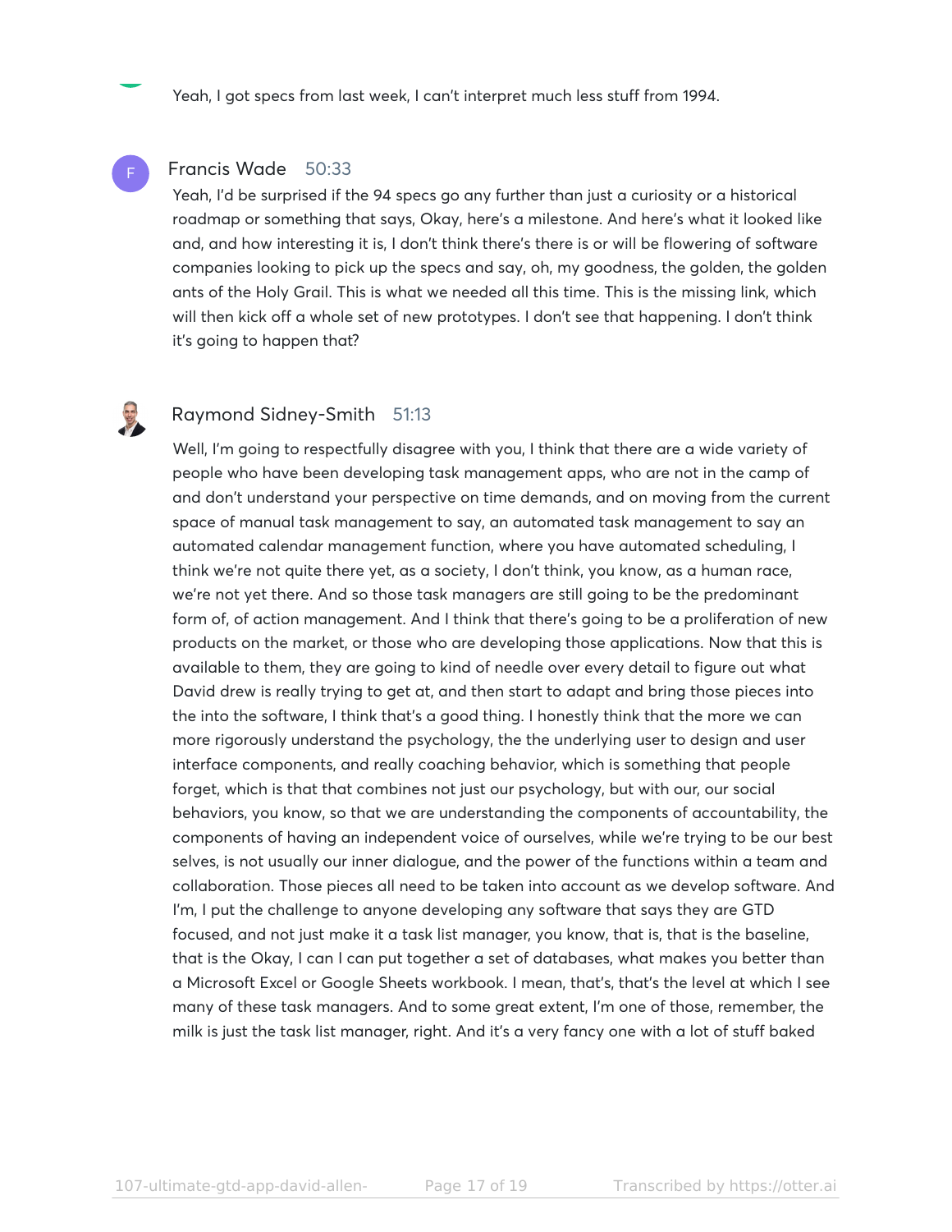Yeah, I got specs from last week, I can't interpret much less stuff from 1994.

**Francis Wade** 50:33

Yeah, I'd be surprised if the 94 specs go any further than just a curiosity or a historical roadmap or something that says, Okay, here's a milestone. And here's what it looked like and, and how interesting it is, I don't think there's there is or will be flowering of software companies looking to pick up the specs and say, oh, my goodness, the golden, the golden ants of the Holy Grail. This is what we needed all this time. This is the missing link, which will then kick off a whole set of new prototypes. I don't see that happening. I don't think it's going to happen that?

**Raymond Sidney-Smith** 51:13

Well, I'm going to respectfully disagree with you, I think that there are a wide variety of people who have been developing task management apps, who are not in the camp of and don't understand your perspective on time demands, and on moving from the current space of manual task management to say, an automated task management to say an automated calendar management function, where you have automated scheduling, I think we're not quite there yet, as a society, I don't think, you know, as a human race, we're not yet there. And so those task managers are still going to be the predominant form of, of action management. And I think that there's going to be a proliferation of new products on the market, or those who are developing those applications. Now that this is available to them, they are going to kind of needle over every detail to figure out what David drew is really trying to get at, and then start to adapt and bring those pieces into the into the software, I think that's a good thing. I honestly think that the more we can more rigorously understand the psychology, the the underlying user to design and user interface components, and really coaching behavior, which is something that people forget, which is that that combines not just our psychology, but with our, our social behaviors, you know, so that we are understanding the components of accountability, the components of having an independent voice of ourselves, while we're trying to be our best selves, is not usually our inner dialogue, and the power of the functions within a team and collaboration. Those pieces all need to be taken into account as we develop software. And I'm, I put the challenge to anyone developing any software that says they are GTD focused, and not just make it a task list manager, you know, that is, that is the baseline, that is the Okay, I can I can put together a set of databases, what makes you better than a Microsoft Excel or Google Sheets workbook. I mean, that's, that's the level at which I see many of these task managers. And to some great extent, I'm one of those, remember, the milk is just the task list manager, right. And it's a very fancy one with a lot of stuff baked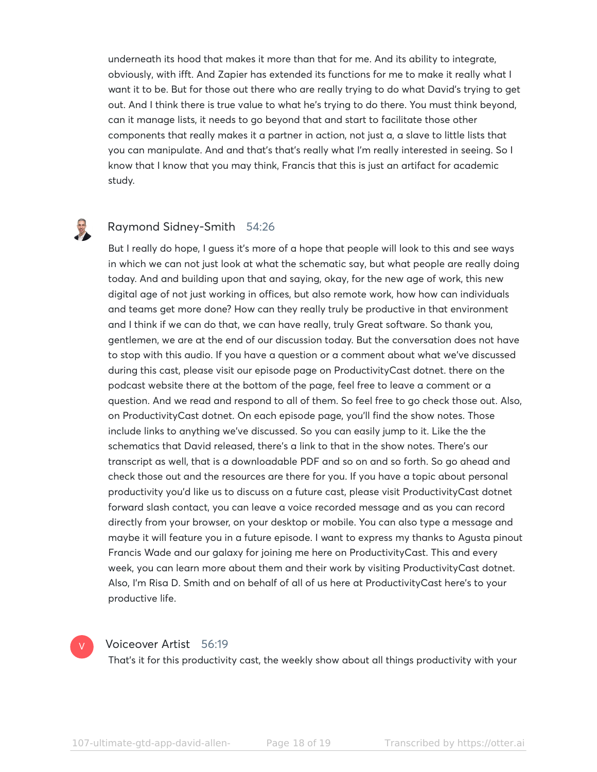underneath its hood that makes it more than that for me. And its ability to integrate, obviously, with ifft. And Zapier has extended its functions for me to make it really what I want it to be. But for those out there who are really trying to do what David's trying to get out. And I think there is true value to what he's trying to do there. You must think beyond, can it manage lists, it needs to go beyond that and start to facilitate those other components that really makes it a partner in action, not just a, a slave to little lists that you can manipulate. And and that's that's really what I'm really interested in seeing. So I know that I know that you may think, Francis that this is just an artifact for academic study.

### Raymond Sidney-Smith 54:26

But I really do hope, I guess it's more of a hope that people will look to this and see ways in which we can not just look at what the schematic say, but what people are really doing today. And and building upon that and saying, okay, for the new age of work, this new digital age of not just working in offices, but also remote work, how how can individuals and teams get more done? How can they really truly be productive in that environment and I think if we can do that, we can have really, truly Great software. So thank you, gentlemen, we are at the end of our discussion today. But the conversation does not have to stop with this audio. If you have a question or a comment about what we've discussed during this cast, please visit our episode page on ProductivityCast dotnet. there on the podcast website there at the bottom of the page, feel free to leave a comment or a question. And we read and respond to all of them. So feel free to go check those out. Also, on ProductivityCast dotnet. On each episode page, you'll find the show notes. Those include links to anything we've discussed. So you can easily jump to it. Like the the schematics that David released, there's a link to that in the show notes. There's our transcript as well, that is a downloadable PDF and so on and so forth. So go ahead and check those out and the resources are there for you. If you have a topic about personal productivity you'd like us to discuss on a future cast, please visit ProductivityCast dotnet forward slash contact, you can leave a voice recorded message and as you can record directly from your browser, on your desktop or mobile. You can also type a message and maybe it will feature you in a future episode. I want to express my thanks to Agusta pinout Francis Wade and our galaxy for joining me here on ProductivityCast. This and every week, you can learn more about them and their work by visiting ProductivityCast dotnet. Also, I'm Risa D. Smith and on behalf of all of us here at ProductivityCast here's to your productive life.

### Voiceover Artist 56:19

That's it for this productivity cast, the weekly show about all things productivity with your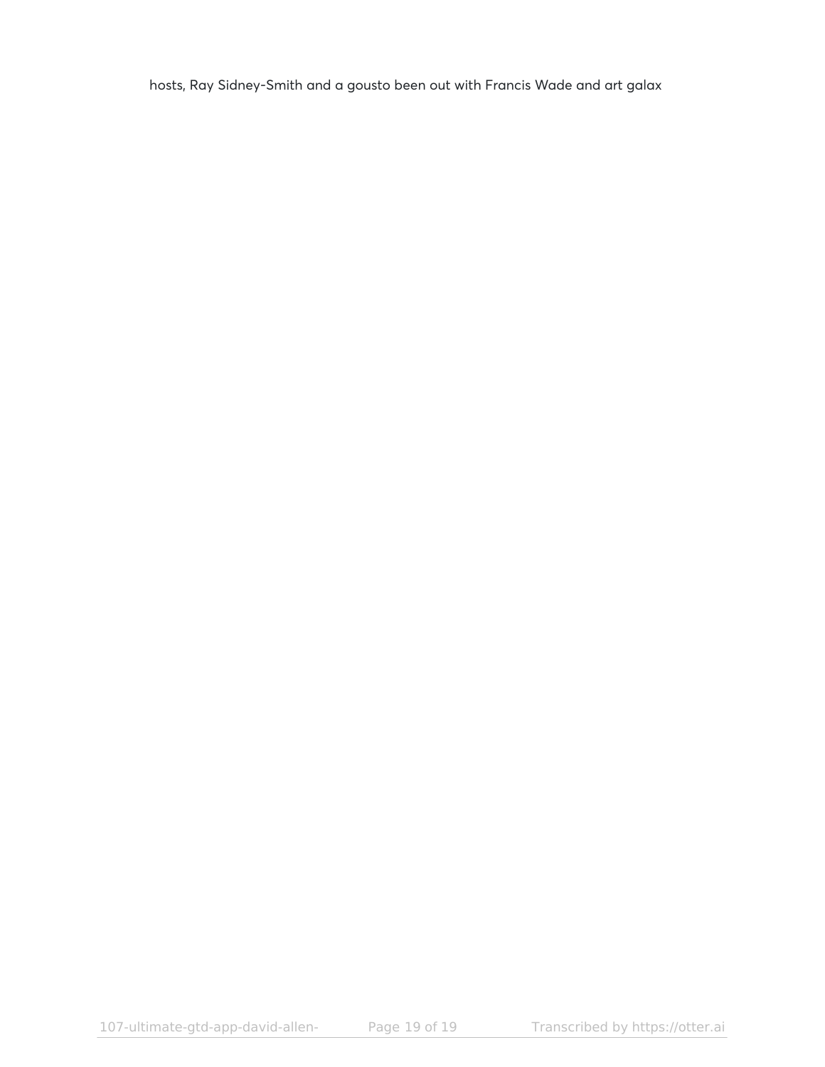hosts, Ray Sidney-Smith and a gousto been out with Francis Wade and art galax